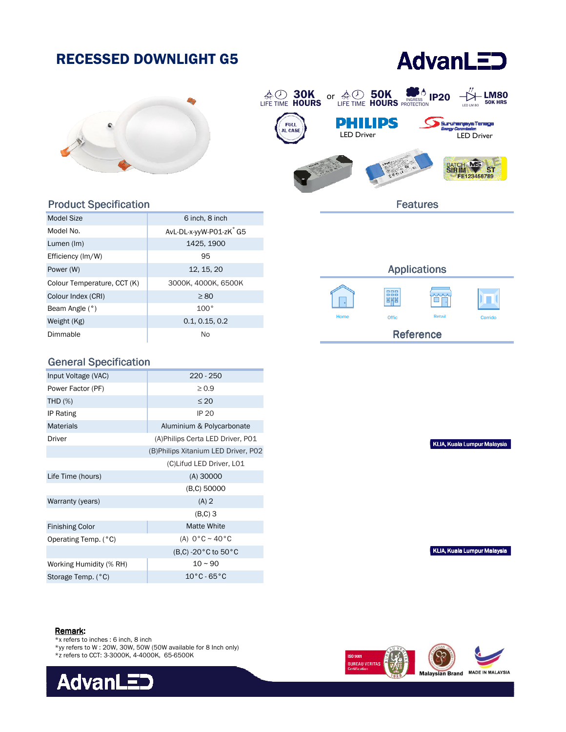# RECESSED DOWNLIGHT G5

AdvanLED

30K HOURS LIFE TIME or 50K HOURS LIFE TIME | IP20 INGRESS PROTECTION | LM80 50K HRS

PHILIPS LED Driver

Suruhanjaya Tenaga Energy Commission LED Driver

## Product Specification

| Model Size | 6 inch, 8 inch |
|---|---|
| Model No. | AvL-DL-x-yyW-P01-zK* G5 |
| Lumen (lm) | 1425, 1900 |
| Efficiency (lm/W) | 95 |
| Power (W) | 12, 15, 20 |
| Colour Temperature, CCT (K) | 3000K, 4000K, 6500K |
| Colour Index (CRI) | ≥ 80 |
| Beam Angle (°) | 100° |
| Weight (Kg) | 0.1, 0.15, 0.2 |
| Dimmable | No |

## General Specification

| Input Voltage (VAC) | 220 - 250 |
|---|---|
| Power Factor (PF) | ≥ 0.9 |
| THD (%) | ≤ 20 |
| IP Rating | IP 20 |
| Materials | Aluminium & Polycarbonate |
| Driver | (A)Philips Certa LED Driver, P01 |
| | (B)Philips Xitanium LED Driver, P02 |
| | (C)Lifud LED Driver, L01 |
| Life Time (hours) | (A) 30000 |
| | (B,C) 50000 |
| Warranty (years) | (A) 2 |
| | (B,C) 3 |
| Finishing Color | Matte White |
| Operating Temp. (°C) | (A) 0°C ~ 40°C |
| | (B,C) -20°C to 50°C |
| Working Humidity (% RH) | 10 ~ 90 |
| Storage Temp. (°C) | 10°C - 65°C |

## Features

## Applications

Home | Offic | Retail | Corrido

## Reference

KLIA, Kuala Lumpur Malaysia

KLIA, Kuala Lumpur Malaysia

**Remark:**
*x refers to inches : 6 inch, 8 inch
*yy refers to W : 20W, 30W, 50W (50W available for 8 Inch only)
*z refers to CCT: 3-3000K, 4-4000K, 65-6500K

ISO 9001 BUREAU VERITAS Certification | Malaysian Brand | MADE IN MALAYSIA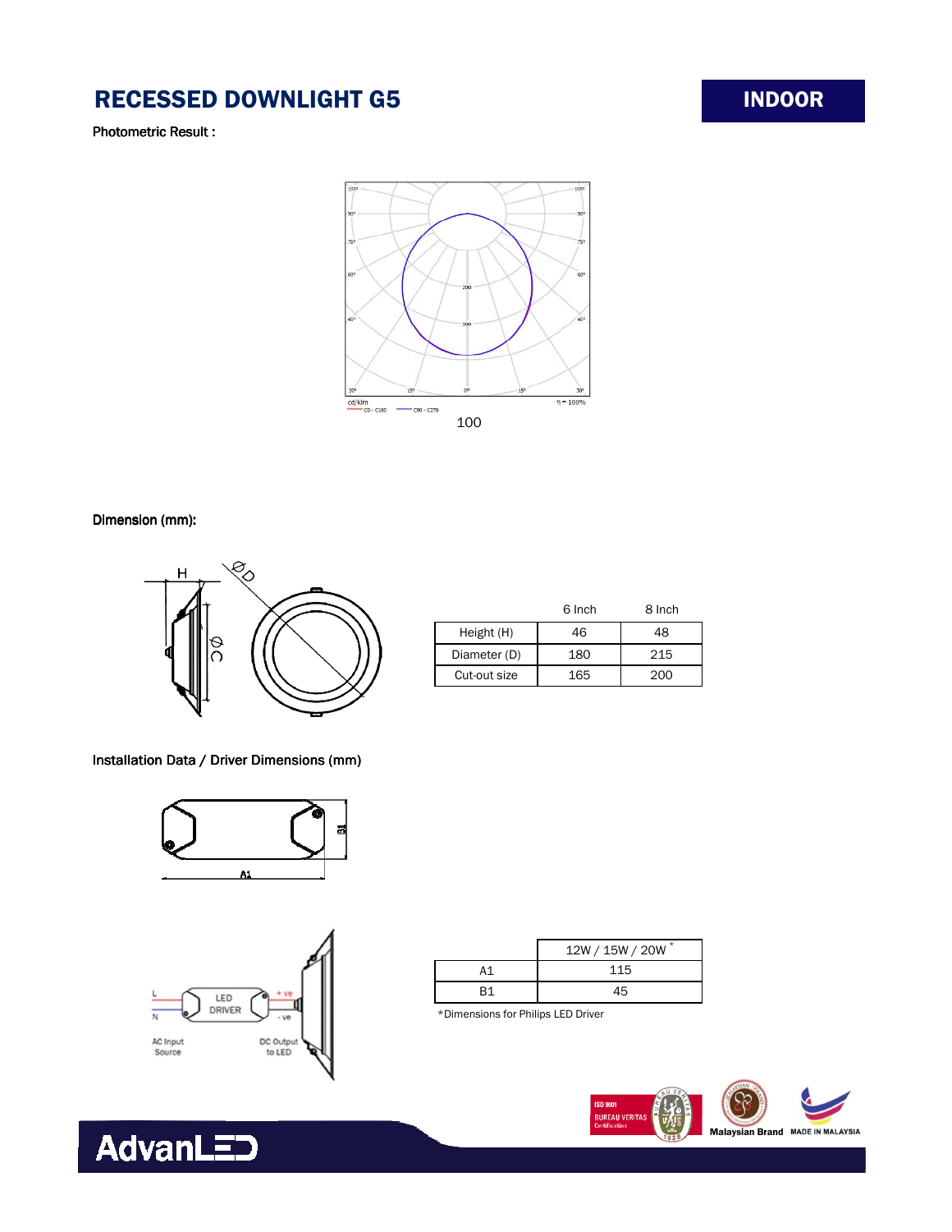# RECESSED DOWNLIGHT G5

**INDOOR**

Photometric Result :

105° 105°
90° 90°
75° 75°
60° 60°
45° 45°
30° 15° 0° 15° 30°
200
300
cd/klm
η = 100%
C0 - C180
C90 - C270

100

Dimension (mm):

H
ØD
ØC

| | 6 Inch | 8 Inch |
|---|---|---|
| Height (H) | 46 | 48 |
| Diameter (D) | 180 | 215 |
| Cut-out size | 165 | 200 |

Installation Data / Driver Dimensions (mm)

A1
B1

L
N
LED DRIVER
+ve
- ve
AC Input Source
DC Output to LED

| | 12W / 15W / 20W * |
|---|---|
| A1 | 115 |
| B1 | 45 |

*Dimensions for Philips LED Driver

ISO 9001 BUREAU VERITAS Certification

Malaysian Brand

MADE IN MALAYSIA

AdvanLED